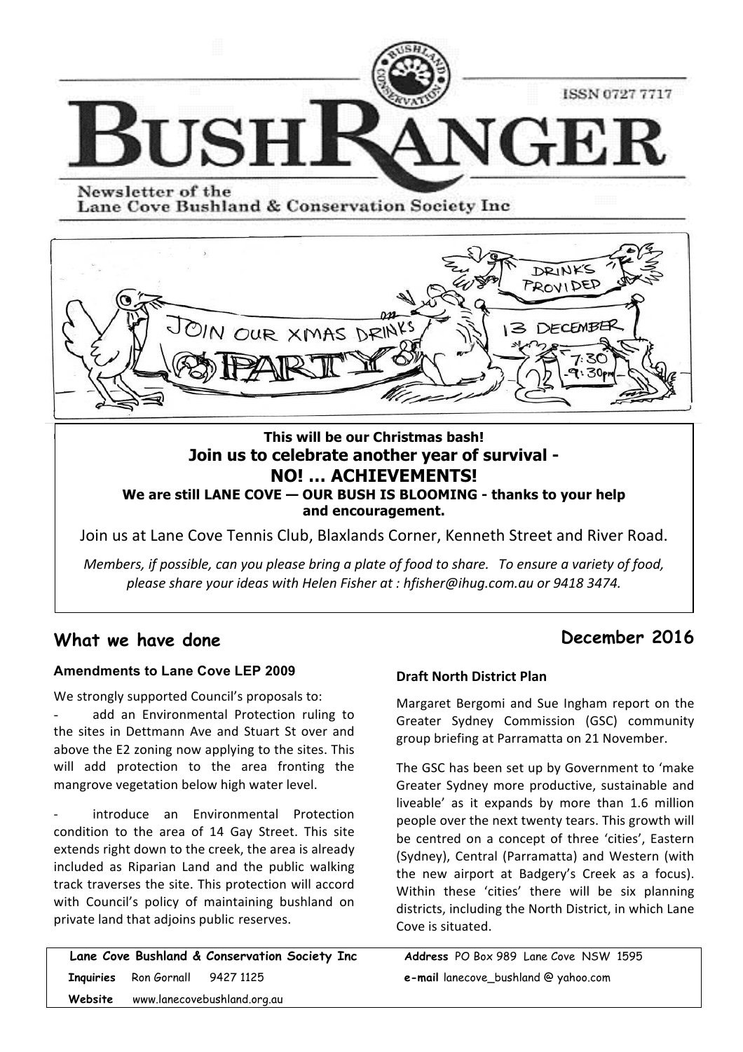# BUSHRANGER

ISSN 0727 7717

Newsletter of the
Lane Cove Bushland & Conservation Society Inc

**This will be our Christmas bash!**

**Join us to celebrate another year of survival - NO! ... ACHIEVEMENTS!**

**We are still LANE COVE — OUR BUSH IS BLOOMING - thanks to your help and encouragement.**

Join us at Lane Cove Tennis Club, Blaxlands Corner, Kenneth Street and River Road.

*Members, if possible, can you please bring a plate of food to share. To ensure a variety of food, please share your ideas with Helen Fisher at : hfisher@ihug.com.au or 9418 3474.*

## What we have done

**December 2016**

### Amendments to Lane Cove LEP 2009

We strongly supported Council's proposals to:

- add an Environmental Protection ruling to the sites in Dettmann Ave and Stuart St over and above the E2 zoning now applying to the sites. This will add protection to the area fronting the mangrove vegetation below high water level.

- introduce an Environmental Protection condition to the area of 14 Gay Street. This site extends right down to the creek, the area is already included as Riparian Land and the public walking track traverses the site. This protection will accord with Council's policy of maintaining bushland on private land that adjoins public reserves.

### Draft North District Plan

Margaret Bergomi and Sue Ingham report on the Greater Sydney Commission (GSC) community group briefing at Parramatta on 21 November.

The GSC has been set up by Government to 'make Greater Sydney more productive, sustainable and liveable' as it expands by more than 1.6 million people over the next twenty tears. This growth will be centred on a concept of three 'cities', Eastern (Sydney), Central (Parramatta) and Western (with the new airport at Badgery's Creek as a focus). Within these 'cities' there will be six planning districts, including the North District, in which Lane Cove is situated.

**Lane Cove Bushland & Conservation Society Inc**
**Inquiries** Ron Gornall 9427 1125
**Website** www.lanecovebushland.org.au
**Address** PO Box 989 Lane Cove NSW 1595
**e-mail** lanecove_bushland @ yahoo.com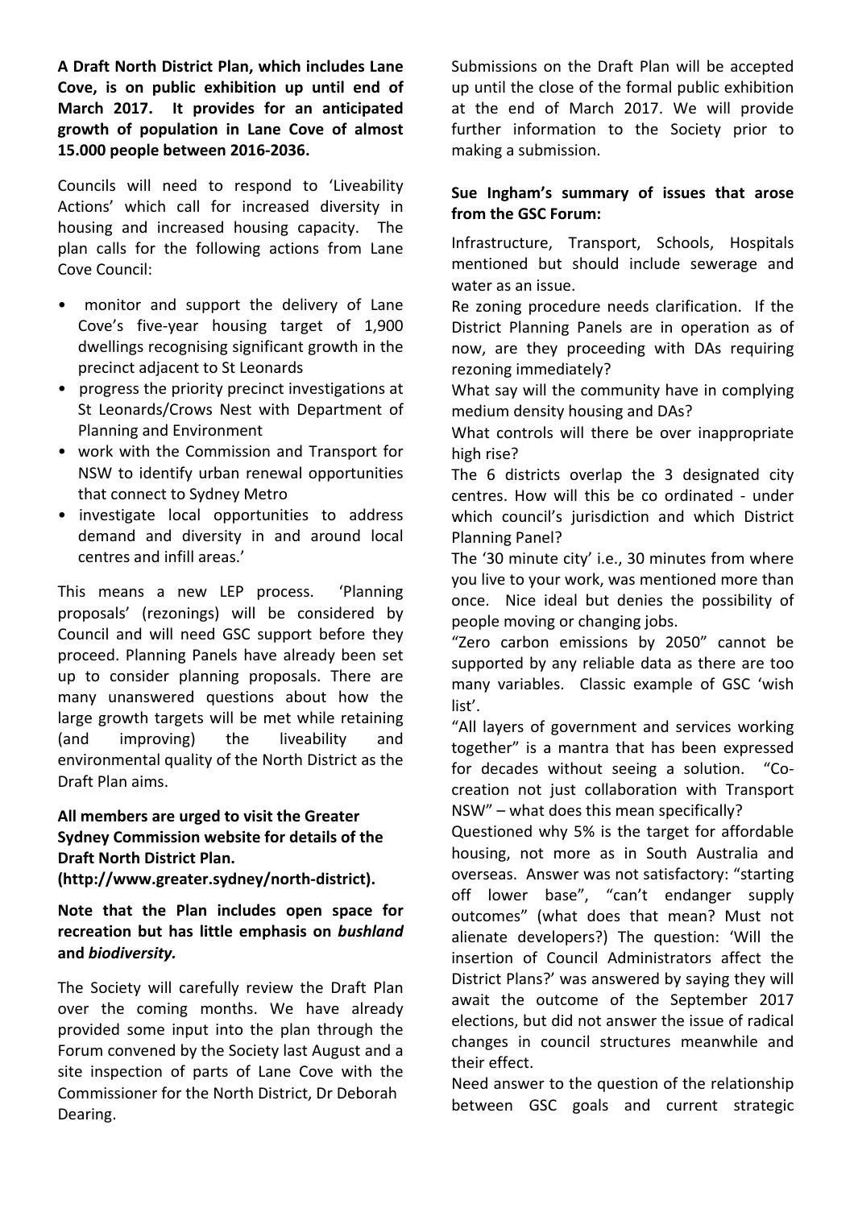**A Draft North District Plan, which includes Lane Cove, is on public exhibition up until end of March 2017. It provides for an anticipated growth of population in Lane Cove of almost 15.000 people between 2016-2036.**

Councils will need to respond to 'Liveability Actions' which call for increased diversity in housing and increased housing capacity. The plan calls for the following actions from Lane Cove Council:

- monitor and support the delivery of Lane Cove's five-year housing target of 1,900 dwellings recognising significant growth in the precinct adjacent to St Leonards
- progress the priority precinct investigations at St Leonards/Crows Nest with Department of Planning and Environment
- work with the Commission and Transport for NSW to identify urban renewal opportunities that connect to Sydney Metro
- investigate local opportunities to address demand and diversity in and around local centres and infill areas.'

This means a new LEP process. 'Planning proposals' (rezonings) will be considered by Council and will need GSC support before they proceed. Planning Panels have already been set up to consider planning proposals. There are many unanswered questions about how the large growth targets will be met while retaining (and improving) the liveability and environmental quality of the North District as the Draft Plan aims.

**All members are urged to visit the Greater Sydney Commission website for details of the Draft North District Plan. (http://www.greater.sydney/north-district).**

**Note that the Plan includes open space for recreation but has little emphasis on *bushland* and *biodiversity.***

The Society will carefully review the Draft Plan over the coming months. We have already provided some input into the plan through the Forum convened by the Society last August and a site inspection of parts of Lane Cove with the Commissioner for the North District, Dr Deborah Dearing.

Submissions on the Draft Plan will be accepted up until the close of the formal public exhibition at the end of March 2017. We will provide further information to the Society prior to making a submission.

**Sue Ingham's summary of issues that arose from the GSC Forum:**

Infrastructure, Transport, Schools, Hospitals mentioned but should include sewerage and water as an issue.

Re zoning procedure needs clarification. If the District Planning Panels are in operation as of now, are they proceeding with DAs requiring rezoning immediately?

What say will the community have in complying medium density housing and DAs?

What controls will there be over inappropriate high rise?

The 6 districts overlap the 3 designated city centres. How will this be co ordinated - under which council's jurisdiction and which District Planning Panel?

The '30 minute city' i.e., 30 minutes from where you live to your work, was mentioned more than once. Nice ideal but denies the possibility of people moving or changing jobs.

"Zero carbon emissions by 2050" cannot be supported by any reliable data as there are too many variables. Classic example of GSC 'wish list'.

"All layers of government and services working together" is a mantra that has been expressed for decades without seeing a solution. "Co-creation not just collaboration with Transport NSW" – what does this mean specifically?

Questioned why 5% is the target for affordable housing, not more as in South Australia and overseas. Answer was not satisfactory: "starting off lower base", "can't endanger supply outcomes" (what does that mean? Must not alienate developers?) The question: 'Will the insertion of Council Administrators affect the District Plans?' was answered by saying they will await the outcome of the September 2017 elections, but did not answer the issue of radical changes in council structures meanwhile and their effect.

Need answer to the question of the relationship between GSC goals and current strategic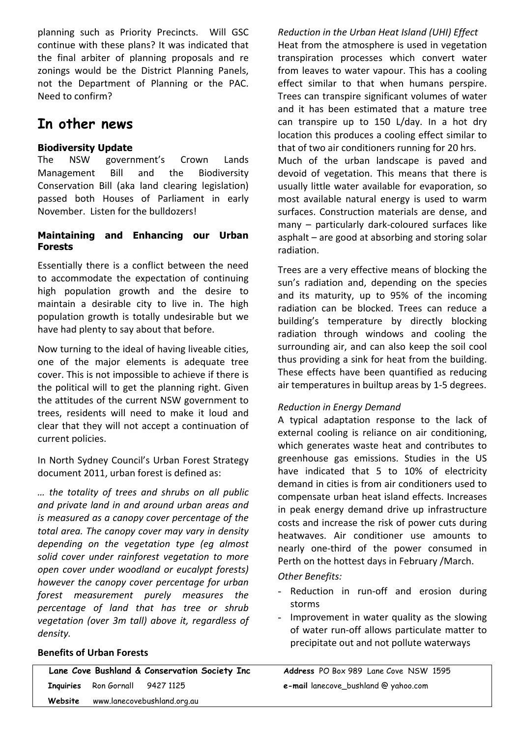planning such as Priority Precincts. Will GSC continue with these plans? It was indicated that the final arbiter of planning proposals and re zonings would be the District Planning Panels, not the Department of Planning or the PAC. Need to confirm?

## In other news

### Biodiversity Update

The NSW government's Crown Lands Management Bill and the Biodiversity Conservation Bill (aka land clearing legislation) passed both Houses of Parliament in early November. Listen for the bulldozers!

### Maintaining and Enhancing our Urban Forests

Essentially there is a conflict between the need to accommodate the expectation of continuing high population growth and the desire to maintain a desirable city to live in. The high population growth is totally undesirable but we have had plenty to say about that before.

Now turning to the ideal of having liveable cities, one of the major elements is adequate tree cover. This is not impossible to achieve if there is the political will to get the planning right. Given the attitudes of the current NSW government to trees, residents will need to make it loud and clear that they will not accept a continuation of current policies.

In North Sydney Council's Urban Forest Strategy document 2011, urban forest is defined as:

*… the totality of trees and shrubs on all public and private land in and around urban areas and is measured as a canopy cover percentage of the total area. The canopy cover may vary in density depending on the vegetation type (eg almost solid cover under rainforest vegetation to more open cover under woodland or eucalypt forests) however the canopy cover percentage for urban forest measurement purely measures the percentage of land that has tree or shrub vegetation (over 3m tall) above it, regardless of density.*

**Benefits of Urban Forests**

*Reduction in the Urban Heat Island (UHI) Effect*

Heat from the atmosphere is used in vegetation transpiration processes which convert water from leaves to water vapour. This has a cooling effect similar to that when humans perspire. Trees can transpire significant volumes of water and it has been estimated that a mature tree can transpire up to 150 L/day. In a hot dry location this produces a cooling effect similar to that of two air conditioners running for 20 hrs. Much of the urban landscape is paved and devoid of vegetation. This means that there is usually little water available for evaporation, so most available natural energy is used to warm surfaces. Construction materials are dense, and many – particularly dark-coloured surfaces like asphalt – are good at absorbing and storing solar radiation.

Trees are a very effective means of blocking the sun's radiation and, depending on the species and its maturity, up to 95% of the incoming radiation can be blocked. Trees can reduce a building's temperature by directly blocking radiation through windows and cooling the surrounding air, and can also keep the soil cool thus providing a sink for heat from the building. These effects have been quantified as reducing air temperatures in builtup areas by 1-5 degrees.

*Reduction in Energy Demand*

A typical adaptation response to the lack of external cooling is reliance on air conditioning, which generates waste heat and contributes to greenhouse gas emissions. Studies in the US have indicated that 5 to 10% of electricity demand in cities is from air conditioners used to compensate urban heat island effects. Increases in peak energy demand drive up infrastructure costs and increase the risk of power cuts during heatwaves. Air conditioner use amounts to nearly one-third of the power consumed in Perth on the hottest days in February /March.

*Other Benefits:*

- Reduction in run-off and erosion during storms
- Improvement in water quality as the slowing of water run-off allows particulate matter to precipitate out and not pollute waterways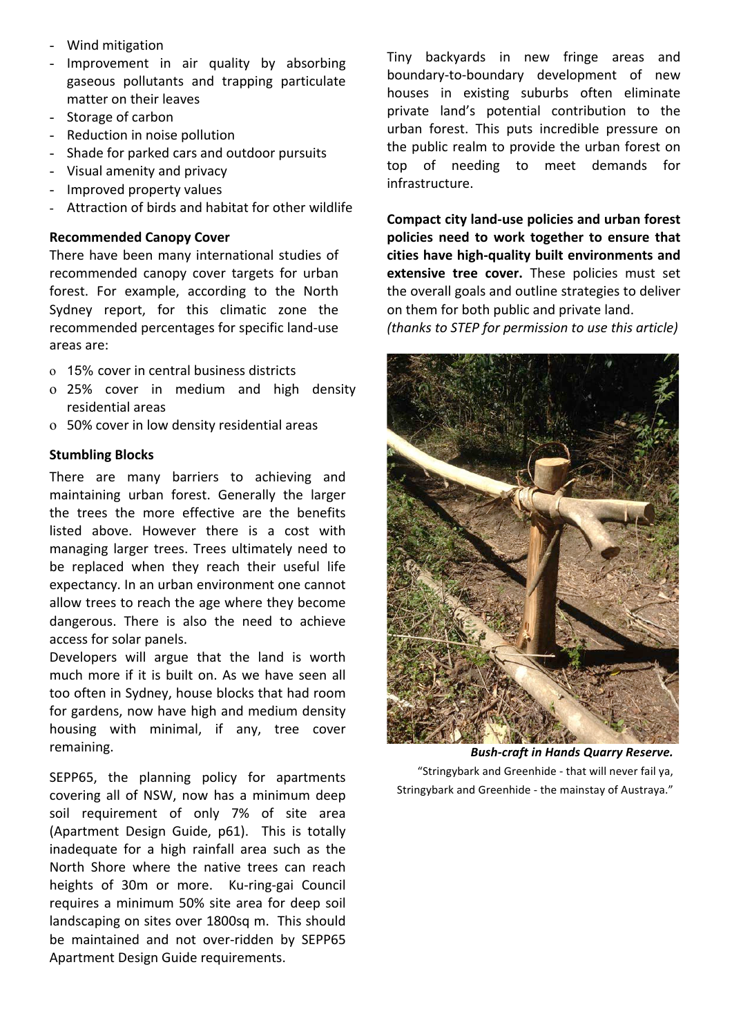- Wind mitigation
- Improvement in air quality by absorbing gaseous pollutants and trapping particulate matter on their leaves
- Storage of carbon
- Reduction in noise pollution
- Shade for parked cars and outdoor pursuits
- Visual amenity and privacy
- Improved property values
- Attraction of birds and habitat for other wildlife

**Recommended Canopy Cover**

There have been many international studies of recommended canopy cover targets for urban forest. For example, according to the North Sydney report, for this climatic zone the recommended percentages for specific land-use areas are:

- 15% cover in central business districts
- 25% cover in medium and high density residential areas
- 50% cover in low density residential areas

**Stumbling Blocks**

There are many barriers to achieving and maintaining urban forest. Generally the larger the trees the more effective are the benefits listed above. However there is a cost with managing larger trees. Trees ultimately need to be replaced when they reach their useful life expectancy. In an urban environment one cannot allow trees to reach the age where they become dangerous. There is also the need to achieve access for solar panels.

Developers will argue that the land is worth much more if it is built on. As we have seen all too often in Sydney, house blocks that had room for gardens, now have high and medium density housing with minimal, if any, tree cover remaining.

SEPP65, the planning policy for apartments covering all of NSW, now has a minimum deep soil requirement of only 7% of site area (Apartment Design Guide, p61). This is totally inadequate for a high rainfall area such as the North Shore where the native trees can reach heights of 30m or more. Ku-ring-gai Council requires a minimum 50% site area for deep soil landscaping on sites over 1800sq m. This should be maintained and not over-ridden by SEPP65 Apartment Design Guide requirements.

Tiny backyards in new fringe areas and boundary-to-boundary development of new houses in existing suburbs often eliminate private land's potential contribution to the urban forest. This puts incredible pressure on the public realm to provide the urban forest on top of needing to meet demands for infrastructure.

**Compact city land-use policies and urban forest policies need to work together to ensure that cities have high-quality built environments and extensive tree cover.** These policies must set the overall goals and outline strategies to deliver on them for both public and private land.

*(thanks to STEP for permission to use this article)*

***Bush-craft in Hands Quarry Reserve.***

"Stringybark and Greenhide - that will never fail ya,
Stringybark and Greenhide - the mainstay of Austraya."